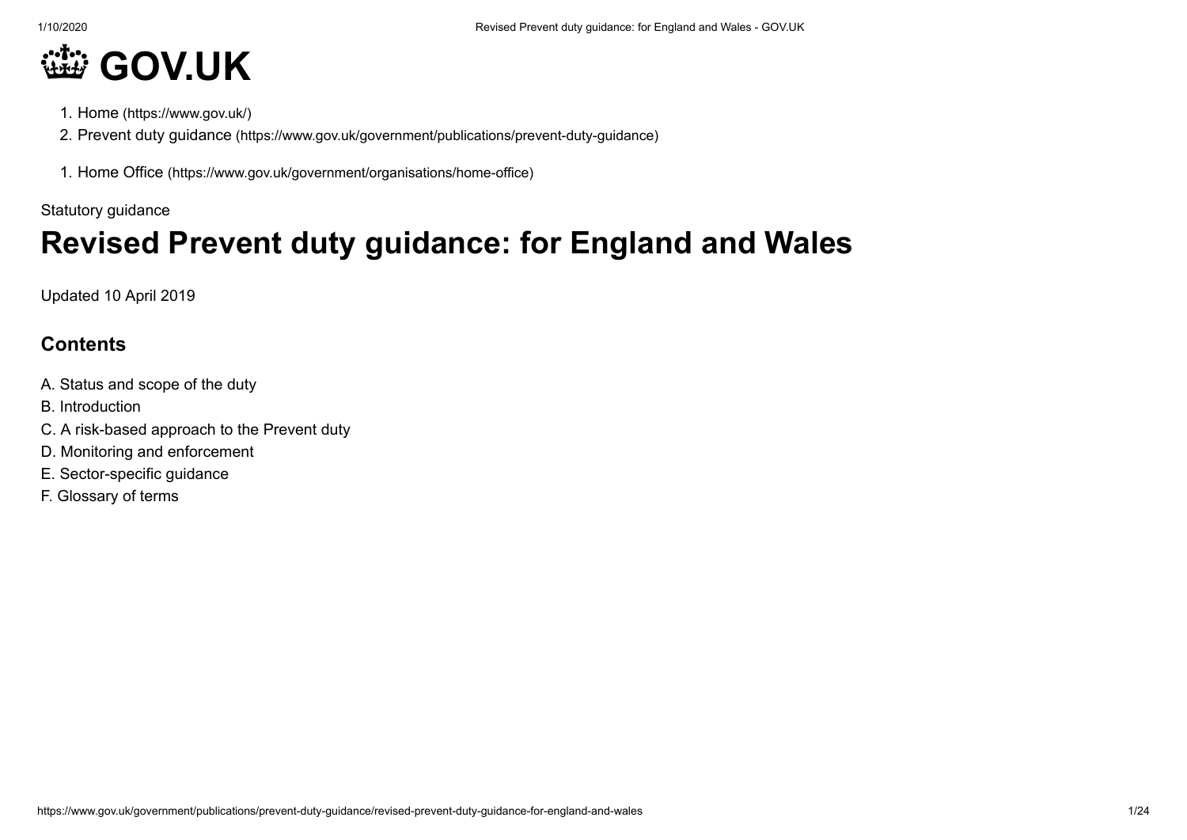# GOV.UK

1. Home (https://www.gov.uk/)
2. Prevent duty guidance (https://www.gov.uk/government/publications/prevent-duty-guidance)

1. Home Office (https://www.gov.uk/government/organisations/home-office)

Statutory guidance

# Revised Prevent duty guidance: for England and Wales

Updated 10 April 2019

## Contents

A. Status and scope of the duty
B. Introduction
C. A risk-based approach to the Prevent duty
D. Monitoring and enforcement
E. Sector-specific guidance
F. Glossary of terms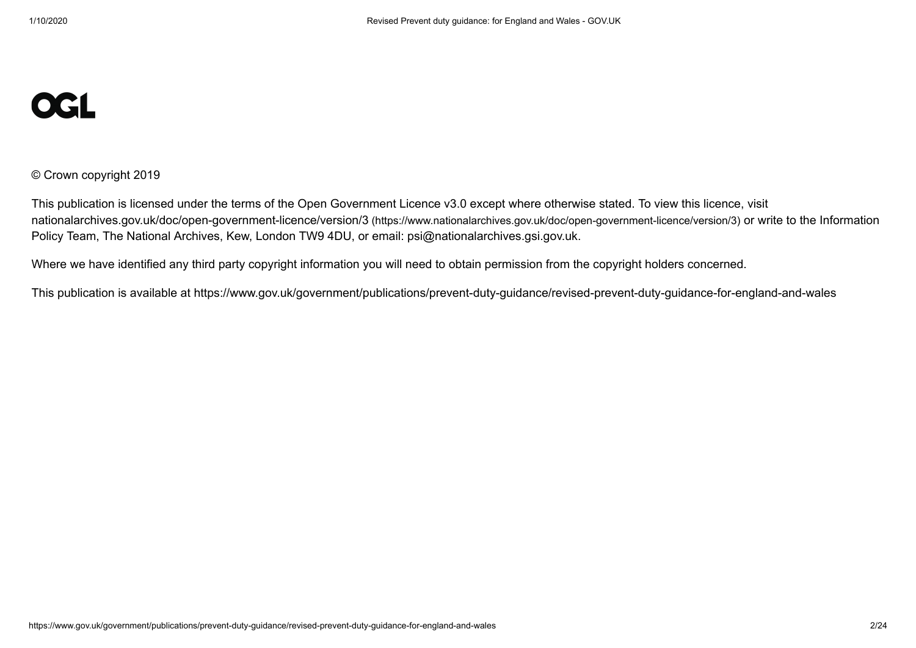OGL

© Crown copyright 2019

This publication is licensed under the terms of the Open Government Licence v3.0 except where otherwise stated. To view this licence, visit nationalarchives.gov.uk/doc/open-government-licence/version/3 (https://www.nationalarchives.gov.uk/doc/open-government-licence/version/3) or write to the Information Policy Team, The National Archives, Kew, London TW9 4DU, or email: psi@nationalarchives.gsi.gov.uk.

Where we have identified any third party copyright information you will need to obtain permission from the copyright holders concerned.

This publication is available at https://www.gov.uk/government/publications/prevent-duty-guidance/revised-prevent-duty-guidance-for-england-and-wales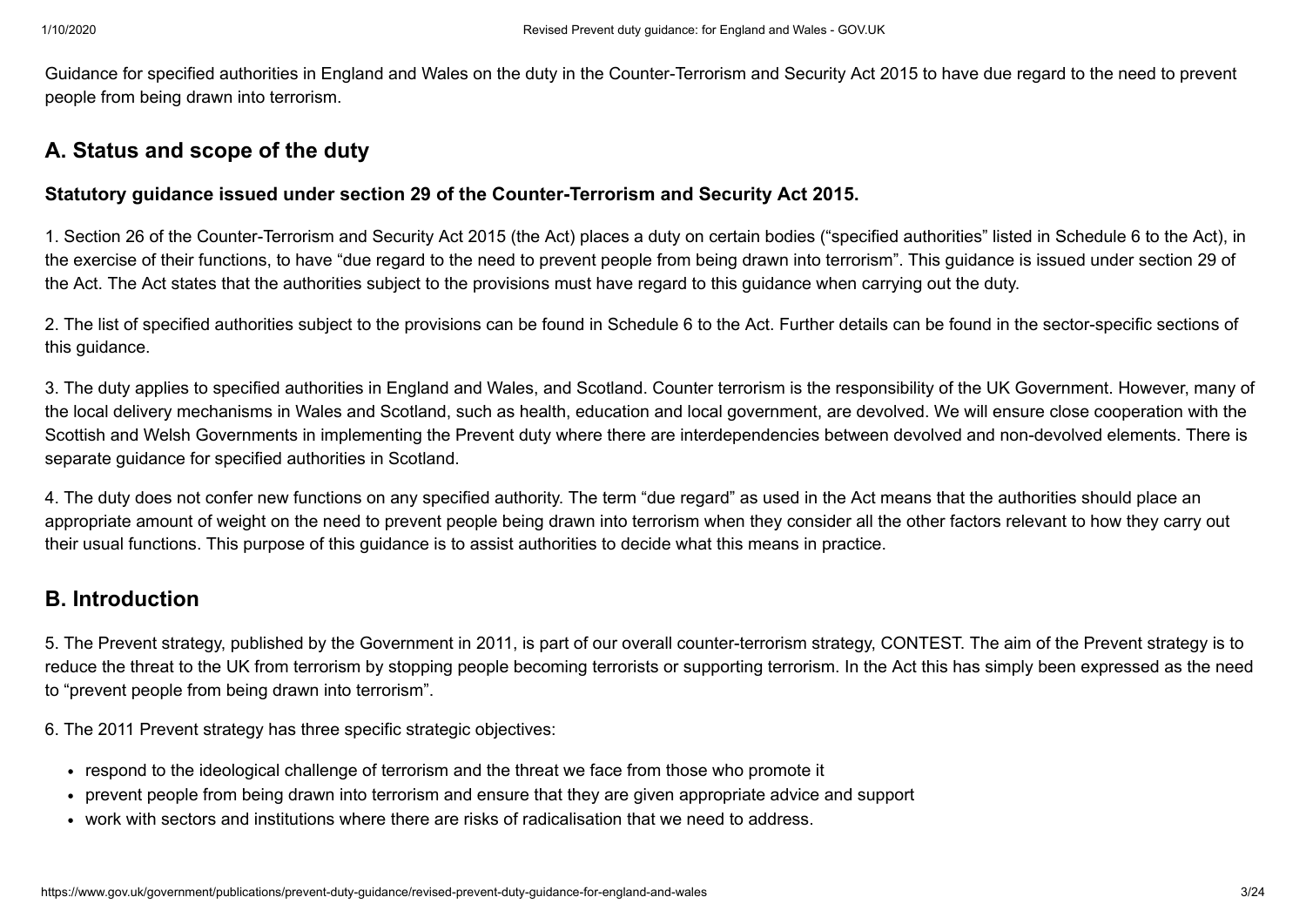Guidance for specified authorities in England and Wales on the duty in the Counter-Terrorism and Security Act 2015 to have due regard to the need to prevent people from being drawn into terrorism.

## A. Status and scope of the duty

### Statutory guidance issued under section 29 of the Counter-Terrorism and Security Act 2015.

1. Section 26 of the Counter-Terrorism and Security Act 2015 (the Act) places a duty on certain bodies ("specified authorities" listed in Schedule 6 to the Act), in the exercise of their functions, to have "due regard to the need to prevent people from being drawn into terrorism". This guidance is issued under section 29 of the Act. The Act states that the authorities subject to the provisions must have regard to this guidance when carrying out the duty.

2. The list of specified authorities subject to the provisions can be found in Schedule 6 to the Act. Further details can be found in the sector-specific sections of this guidance.

3. The duty applies to specified authorities in England and Wales, and Scotland. Counter terrorism is the responsibility of the UK Government. However, many of the local delivery mechanisms in Wales and Scotland, such as health, education and local government, are devolved. We will ensure close cooperation with the Scottish and Welsh Governments in implementing the Prevent duty where there are interdependencies between devolved and non-devolved elements. There is separate guidance for specified authorities in Scotland.

4. The duty does not confer new functions on any specified authority. The term "due regard" as used in the Act means that the authorities should place an appropriate amount of weight on the need to prevent people being drawn into terrorism when they consider all the other factors relevant to how they carry out their usual functions. This purpose of this guidance is to assist authorities to decide what this means in practice.

## B. Introduction

5. The Prevent strategy, published by the Government in 2011, is part of our overall counter-terrorism strategy, CONTEST. The aim of the Prevent strategy is to reduce the threat to the UK from terrorism by stopping people becoming terrorists or supporting terrorism. In the Act this has simply been expressed as the need to "prevent people from being drawn into terrorism".

6. The 2011 Prevent strategy has three specific strategic objectives:

- respond to the ideological challenge of terrorism and the threat we face from those who promote it
- prevent people from being drawn into terrorism and ensure that they are given appropriate advice and support
- work with sectors and institutions where there are risks of radicalisation that we need to address.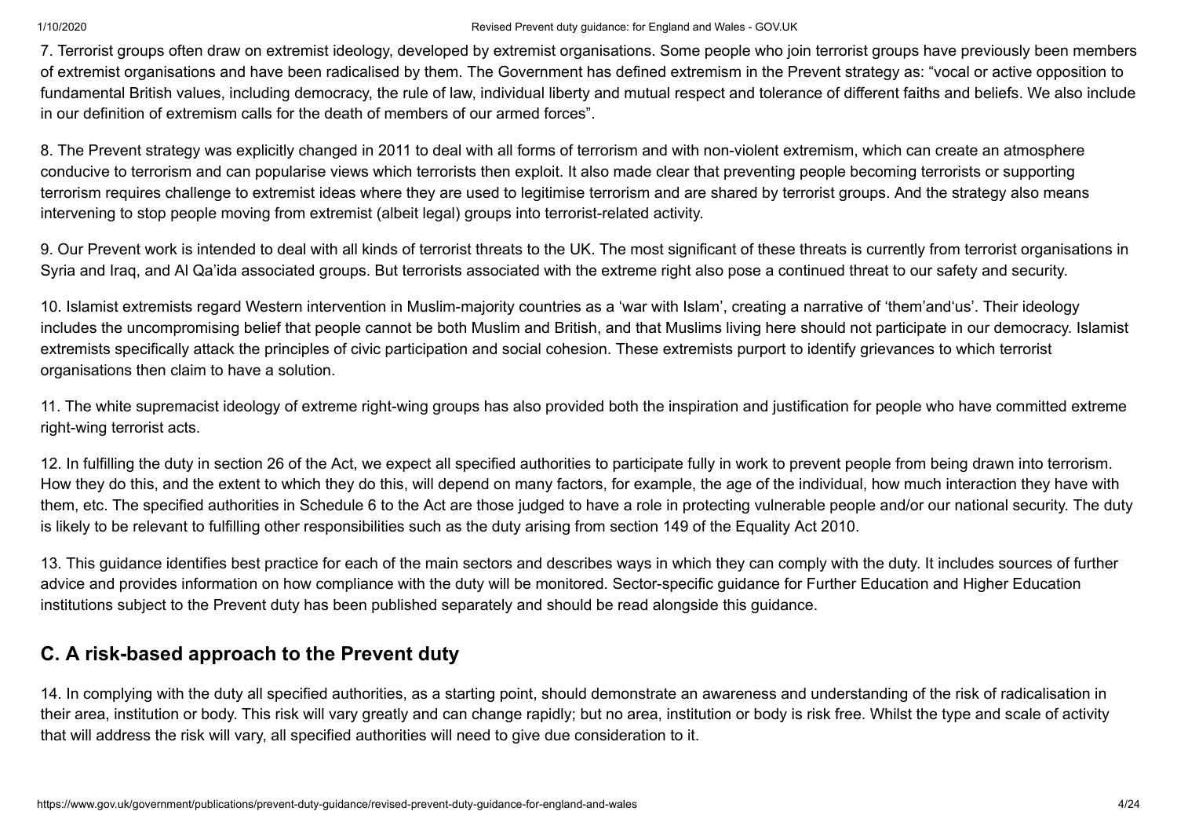7. Terrorist groups often draw on extremist ideology, developed by extremist organisations. Some people who join terrorist groups have previously been members of extremist organisations and have been radicalised by them. The Government has defined extremism in the Prevent strategy as: "vocal or active opposition to fundamental British values, including democracy, the rule of law, individual liberty and mutual respect and tolerance of different faiths and beliefs. We also include in our definition of extremism calls for the death of members of our armed forces".

8. The Prevent strategy was explicitly changed in 2011 to deal with all forms of terrorism and with non-violent extremism, which can create an atmosphere conducive to terrorism and can popularise views which terrorists then exploit. It also made clear that preventing people becoming terrorists or supporting terrorism requires challenge to extremist ideas where they are used to legitimise terrorism and are shared by terrorist groups. And the strategy also means intervening to stop people moving from extremist (albeit legal) groups into terrorist-related activity.

9. Our Prevent work is intended to deal with all kinds of terrorist threats to the UK. The most significant of these threats is currently from terrorist organisations in Syria and Iraq, and Al Qa'ida associated groups. But terrorists associated with the extreme right also pose a continued threat to our safety and security.

10. Islamist extremists regard Western intervention in Muslim-majority countries as a 'war with Islam', creating a narrative of 'them'and'us'. Their ideology includes the uncompromising belief that people cannot be both Muslim and British, and that Muslims living here should not participate in our democracy. Islamist extremists specifically attack the principles of civic participation and social cohesion. These extremists purport to identify grievances to which terrorist organisations then claim to have a solution.

11. The white supremacist ideology of extreme right-wing groups has also provided both the inspiration and justification for people who have committed extreme right-wing terrorist acts.

12. In fulfilling the duty in section 26 of the Act, we expect all specified authorities to participate fully in work to prevent people from being drawn into terrorism. How they do this, and the extent to which they do this, will depend on many factors, for example, the age of the individual, how much interaction they have with them, etc. The specified authorities in Schedule 6 to the Act are those judged to have a role in protecting vulnerable people and/or our national security. The duty is likely to be relevant to fulfilling other responsibilities such as the duty arising from section 149 of the Equality Act 2010.

13. This guidance identifies best practice for each of the main sectors and describes ways in which they can comply with the duty. It includes sources of further advice and provides information on how compliance with the duty will be monitored. Sector-specific guidance for Further Education and Higher Education institutions subject to the Prevent duty has been published separately and should be read alongside this guidance.

## C. A risk-based approach to the Prevent duty

14. In complying with the duty all specified authorities, as a starting point, should demonstrate an awareness and understanding of the risk of radicalisation in their area, institution or body. This risk will vary greatly and can change rapidly; but no area, institution or body is risk free. Whilst the type and scale of activity that will address the risk will vary, all specified authorities will need to give due consideration to it.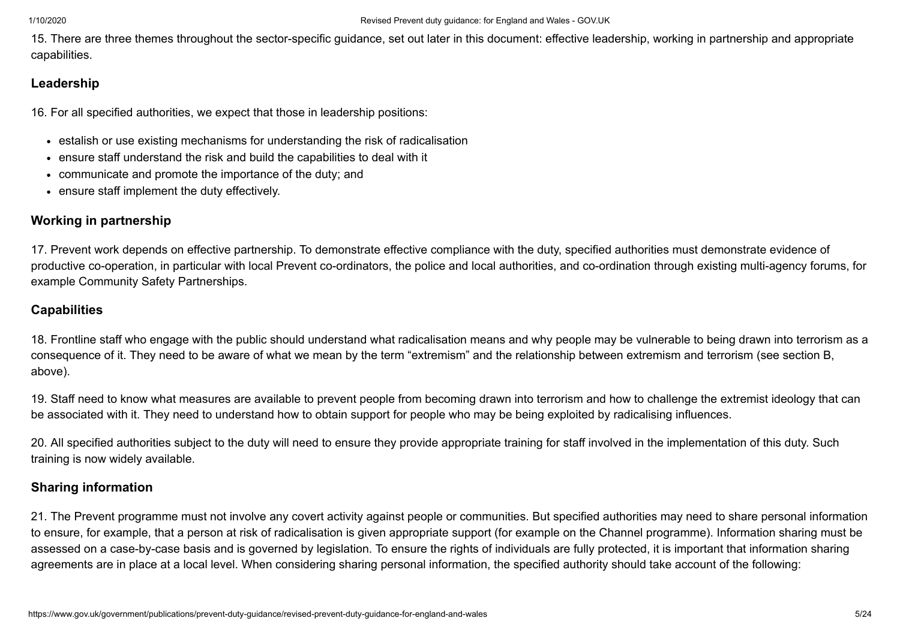15. There are three themes throughout the sector-specific guidance, set out later in this document: effective leadership, working in partnership and appropriate capabilities.

### Leadership

16. For all specified authorities, we expect that those in leadership positions:

- estalish or use existing mechanisms for understanding the risk of radicalisation
- ensure staff understand the risk and build the capabilities to deal with it
- communicate and promote the importance of the duty; and
- ensure staff implement the duty effectively.

### Working in partnership

17. Prevent work depends on effective partnership. To demonstrate effective compliance with the duty, specified authorities must demonstrate evidence of productive co-operation, in particular with local Prevent co-ordinators, the police and local authorities, and co-ordination through existing multi-agency forums, for example Community Safety Partnerships.

### Capabilities

18. Frontline staff who engage with the public should understand what radicalisation means and why people may be vulnerable to being drawn into terrorism as a consequence of it. They need to be aware of what we mean by the term “extremism” and the relationship between extremism and terrorism (see section B, above).

19. Staff need to know what measures are available to prevent people from becoming drawn into terrorism and how to challenge the extremist ideology that can be associated with it. They need to understand how to obtain support for people who may be being exploited by radicalising influences.

20. All specified authorities subject to the duty will need to ensure they provide appropriate training for staff involved in the implementation of this duty. Such training is now widely available.

### Sharing information

21. The Prevent programme must not involve any covert activity against people or communities. But specified authorities may need to share personal information to ensure, for example, that a person at risk of radicalisation is given appropriate support (for example on the Channel programme). Information sharing must be assessed on a case-by-case basis and is governed by legislation. To ensure the rights of individuals are fully protected, it is important that information sharing agreements are in place at a local level. When considering sharing personal information, the specified authority should take account of the following: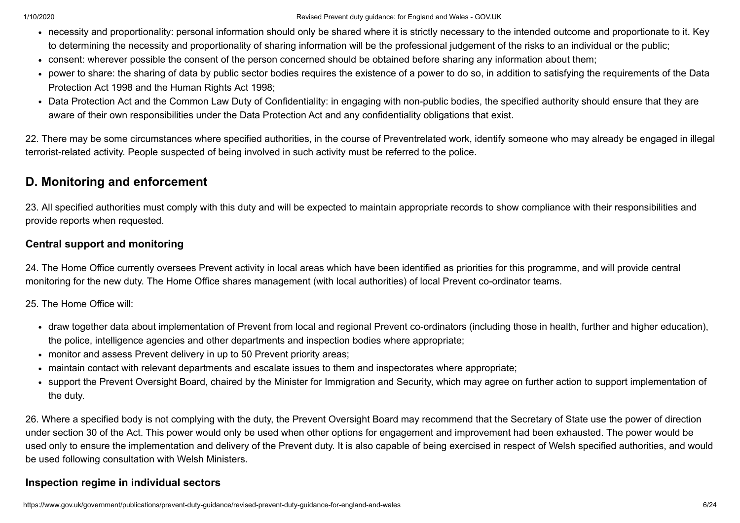- necessity and proportionality: personal information should only be shared where it is strictly necessary to the intended outcome and proportionate to it. Key to determining the necessity and proportionality of sharing information will be the professional judgement of the risks to an individual or the public;
- consent: wherever possible the consent of the person concerned should be obtained before sharing any information about them;
- power to share: the sharing of data by public sector bodies requires the existence of a power to do so, in addition to satisfying the requirements of the Data Protection Act 1998 and the Human Rights Act 1998;
- Data Protection Act and the Common Law Duty of Confidentiality: in engaging with non-public bodies, the specified authority should ensure that they are aware of their own responsibilities under the Data Protection Act and any confidentiality obligations that exist.

22. There may be some circumstances where specified authorities, in the course of Preventrelated work, identify someone who may already be engaged in illegal terrorist-related activity. People suspected of being involved in such activity must be referred to the police.

## D. Monitoring and enforcement

23. All specified authorities must comply with this duty and will be expected to maintain appropriate records to show compliance with their responsibilities and provide reports when requested.

### Central support and monitoring

24. The Home Office currently oversees Prevent activity in local areas which have been identified as priorities for this programme, and will provide central monitoring for the new duty. The Home Office shares management (with local authorities) of local Prevent co-ordinator teams.

25. The Home Office will:

- draw together data about implementation of Prevent from local and regional Prevent co-ordinators (including those in health, further and higher education), the police, intelligence agencies and other departments and inspection bodies where appropriate;
- monitor and assess Prevent delivery in up to 50 Prevent priority areas;
- maintain contact with relevant departments and escalate issues to them and inspectorates where appropriate;
- support the Prevent Oversight Board, chaired by the Minister for Immigration and Security, which may agree on further action to support implementation of the duty.

26. Where a specified body is not complying with the duty, the Prevent Oversight Board may recommend that the Secretary of State use the power of direction under section 30 of the Act. This power would only be used when other options for engagement and improvement had been exhausted. The power would be used only to ensure the implementation and delivery of the Prevent duty. It is also capable of being exercised in respect of Welsh specified authorities, and would be used following consultation with Welsh Ministers.

### Inspection regime in individual sectors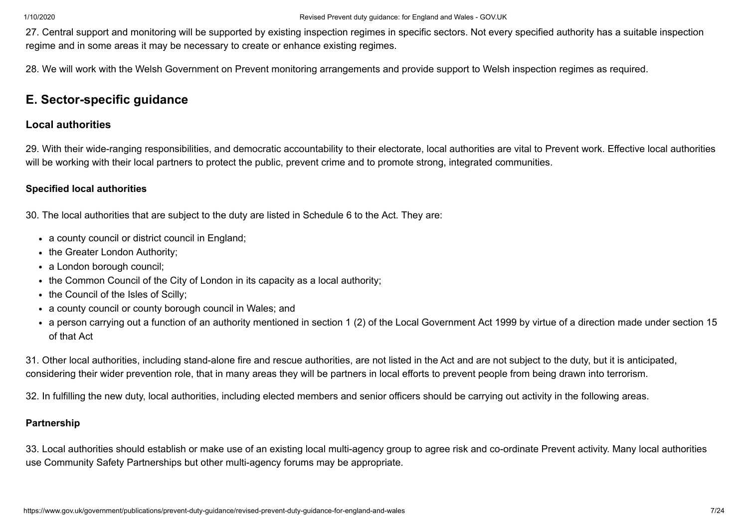27. Central support and monitoring will be supported by existing inspection regimes in specific sectors. Not every specified authority has a suitable inspection regime and in some areas it may be necessary to create or enhance existing regimes.

28. We will work with the Welsh Government on Prevent monitoring arrangements and provide support to Welsh inspection regimes as required.

## E. Sector-specific guidance

### Local authorities

29. With their wide-ranging responsibilities, and democratic accountability to their electorate, local authorities are vital to Prevent work. Effective local authorities will be working with their local partners to protect the public, prevent crime and to promote strong, integrated communities.

#### Specified local authorities

30. The local authorities that are subject to the duty are listed in Schedule 6 to the Act. They are:

- a county council or district council in England;
- the Greater London Authority;
- a London borough council;
- the Common Council of the City of London in its capacity as a local authority;
- the Council of the Isles of Scilly;
- a county council or county borough council in Wales; and
- a person carrying out a function of an authority mentioned in section 1 (2) of the Local Government Act 1999 by virtue of a direction made under section 15 of that Act

31. Other local authorities, including stand-alone fire and rescue authorities, are not listed in the Act and are not subject to the duty, but it is anticipated, considering their wider prevention role, that in many areas they will be partners in local efforts to prevent people from being drawn into terrorism.

32. In fulfilling the new duty, local authorities, including elected members and senior officers should be carrying out activity in the following areas.

#### Partnership

33. Local authorities should establish or make use of an existing local multi-agency group to agree risk and co-ordinate Prevent activity. Many local authorities use Community Safety Partnerships but other multi-agency forums may be appropriate.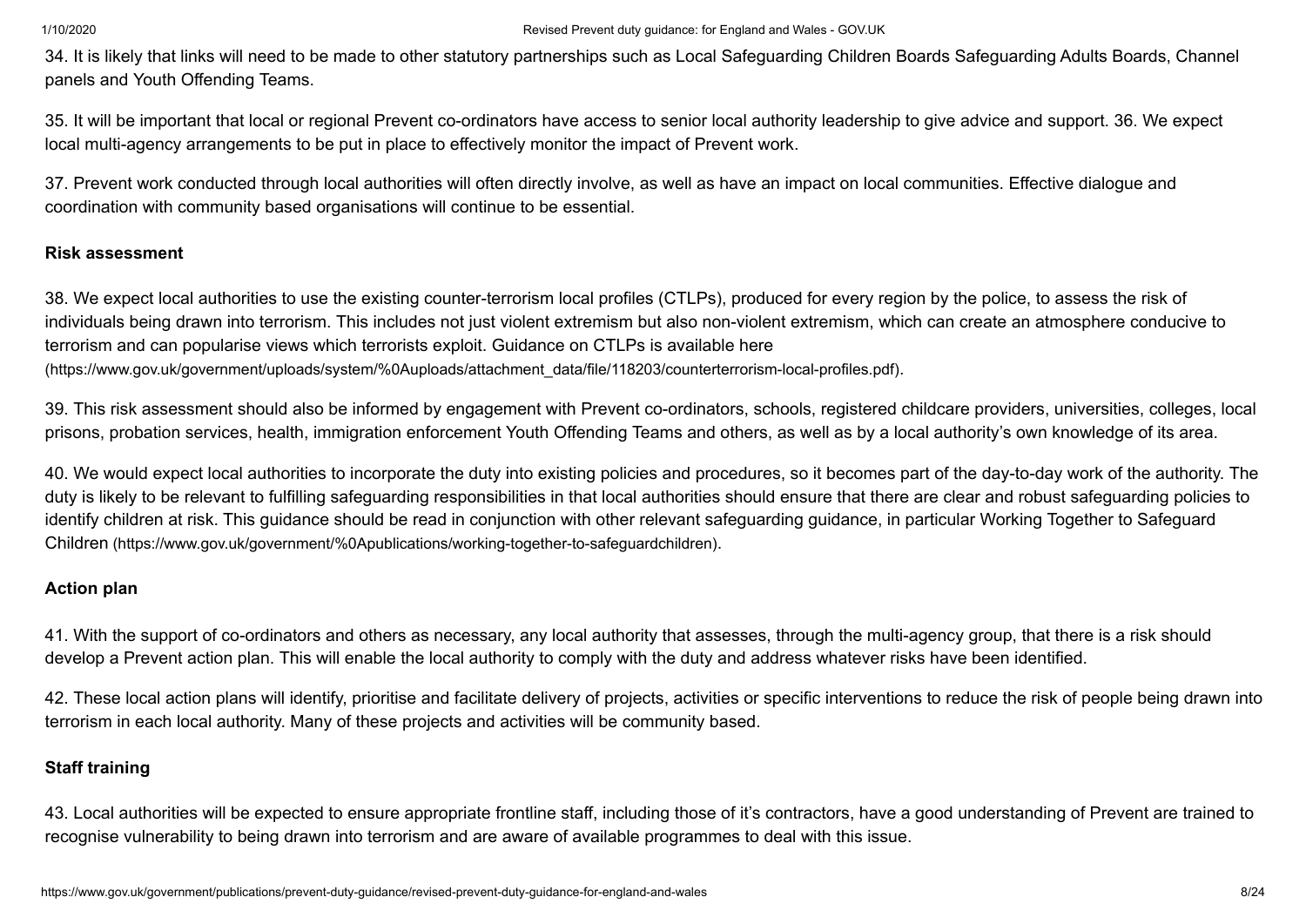34. It is likely that links will need to be made to other statutory partnerships such as Local Safeguarding Children Boards Safeguarding Adults Boards, Channel panels and Youth Offending Teams.

35. It will be important that local or regional Prevent co-ordinators have access to senior local authority leadership to give advice and support. 36. We expect local multi-agency arrangements to be put in place to effectively monitor the impact of Prevent work.

37. Prevent work conducted through local authorities will often directly involve, as well as have an impact on local communities. Effective dialogue and coordination with community based organisations will continue to be essential.

**Risk assessment**

38. We expect local authorities to use the existing counter-terrorism local profiles (CTLPs), produced for every region by the police, to assess the risk of individuals being drawn into terrorism. This includes not just violent extremism but also non-violent extremism, which can create an atmosphere conducive to terrorism and can popularise views which terrorists exploit. Guidance on CTLPs is available here (https://www.gov.uk/government/uploads/system/%0Auploads/attachment_data/file/118203/counterterrorism-local-profiles.pdf).

39. This risk assessment should also be informed by engagement with Prevent co-ordinators, schools, registered childcare providers, universities, colleges, local prisons, probation services, health, immigration enforcement Youth Offending Teams and others, as well as by a local authority's own knowledge of its area.

40. We would expect local authorities to incorporate the duty into existing policies and procedures, so it becomes part of the day-to-day work of the authority. The duty is likely to be relevant to fulfilling safeguarding responsibilities in that local authorities should ensure that there are clear and robust safeguarding policies to identify children at risk. This guidance should be read in conjunction with other relevant safeguarding guidance, in particular Working Together to Safeguard Children (https://www.gov.uk/government/%0Apublications/working-together-to-safeguardchildren).

**Action plan**

41. With the support of co-ordinators and others as necessary, any local authority that assesses, through the multi-agency group, that there is a risk should develop a Prevent action plan. This will enable the local authority to comply with the duty and address whatever risks have been identified.

42. These local action plans will identify, prioritise and facilitate delivery of projects, activities or specific interventions to reduce the risk of people being drawn into terrorism in each local authority. Many of these projects and activities will be community based.

**Staff training**

43. Local authorities will be expected to ensure appropriate frontline staff, including those of it's contractors, have a good understanding of Prevent are trained to recognise vulnerability to being drawn into terrorism and are aware of available programmes to deal with this issue.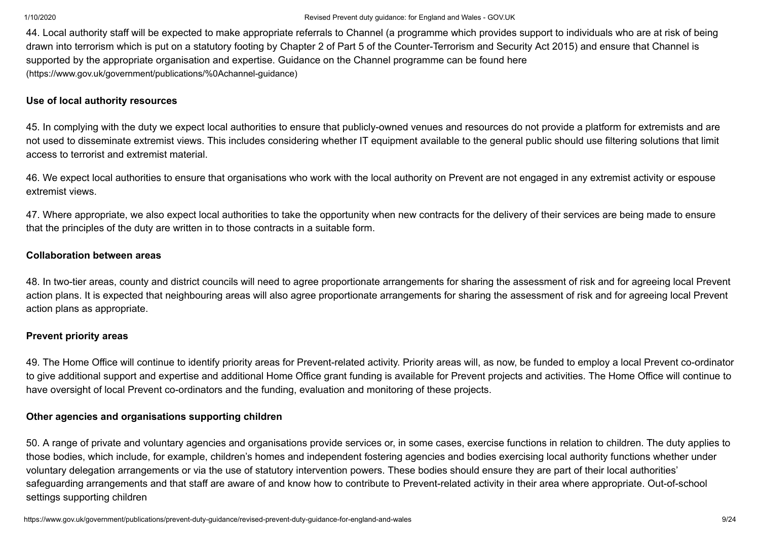44. Local authority staff will be expected to make appropriate referrals to Channel (a programme which provides support to individuals who are at risk of being drawn into terrorism which is put on a statutory footing by Chapter 2 of Part 5 of the Counter-Terrorism and Security Act 2015) and ensure that Channel is supported by the appropriate organisation and expertise. Guidance on the Channel programme can be found here (https://www.gov.uk/government/publications/%0Achannel-guidance)

**Use of local authority resources**

45. In complying with the duty we expect local authorities to ensure that publicly-owned venues and resources do not provide a platform for extremists and are not used to disseminate extremist views. This includes considering whether IT equipment available to the general public should use filtering solutions that limit access to terrorist and extremist material.

46. We expect local authorities to ensure that organisations who work with the local authority on Prevent are not engaged in any extremist activity or espouse extremist views.

47. Where appropriate, we also expect local authorities to take the opportunity when new contracts for the delivery of their services are being made to ensure that the principles of the duty are written in to those contracts in a suitable form.

**Collaboration between areas**

48. In two-tier areas, county and district councils will need to agree proportionate arrangements for sharing the assessment of risk and for agreeing local Prevent action plans. It is expected that neighbouring areas will also agree proportionate arrangements for sharing the assessment of risk and for agreeing local Prevent action plans as appropriate.

**Prevent priority areas**

49. The Home Office will continue to identify priority areas for Prevent-related activity. Priority areas will, as now, be funded to employ a local Prevent co-ordinator to give additional support and expertise and additional Home Office grant funding is available for Prevent projects and activities. The Home Office will continue to have oversight of local Prevent co-ordinators and the funding, evaluation and monitoring of these projects.

**Other agencies and organisations supporting children**

50. A range of private and voluntary agencies and organisations provide services or, in some cases, exercise functions in relation to children. The duty applies to those bodies, which include, for example, children's homes and independent fostering agencies and bodies exercising local authority functions whether under voluntary delegation arrangements or via the use of statutory intervention powers. These bodies should ensure they are part of their local authorities' safeguarding arrangements and that staff are aware of and know how to contribute to Prevent-related activity in their area where appropriate. Out-of-school settings supporting children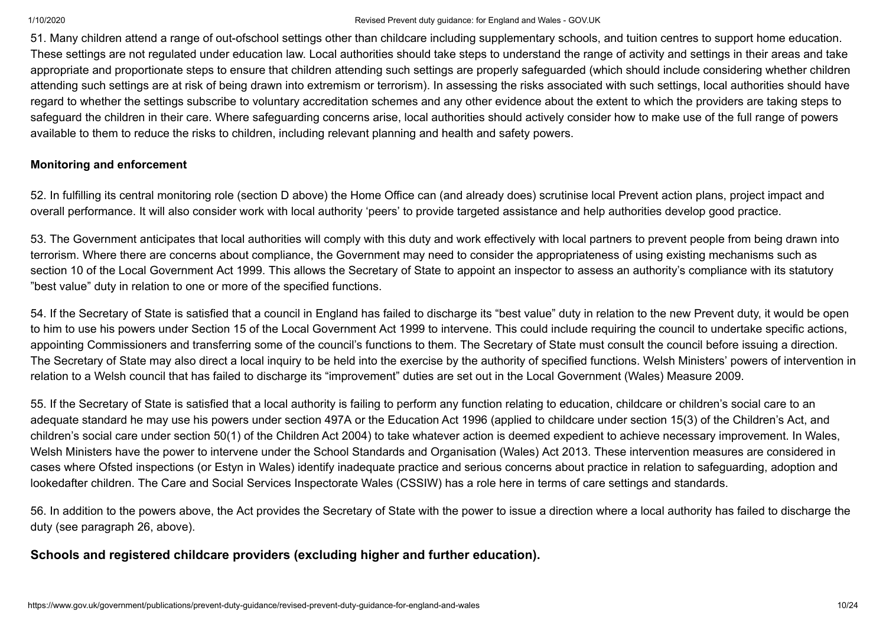51. Many children attend a range of out-ofschool settings other than childcare including supplementary schools, and tuition centres to support home education. These settings are not regulated under education law. Local authorities should take steps to understand the range of activity and settings in their areas and take appropriate and proportionate steps to ensure that children attending such settings are properly safeguarded (which should include considering whether children attending such settings are at risk of being drawn into extremism or terrorism). In assessing the risks associated with such settings, local authorities should have regard to whether the settings subscribe to voluntary accreditation schemes and any other evidence about the extent to which the providers are taking steps to safeguard the children in their care. Where safeguarding concerns arise, local authorities should actively consider how to make use of the full range of powers available to them to reduce the risks to children, including relevant planning and health and safety powers.

#### Monitoring and enforcement

52. In fulfilling its central monitoring role (section D above) the Home Office can (and already does) scrutinise local Prevent action plans, project impact and overall performance. It will also consider work with local authority 'peers' to provide targeted assistance and help authorities develop good practice.

53. The Government anticipates that local authorities will comply with this duty and work effectively with local partners to prevent people from being drawn into terrorism. Where there are concerns about compliance, the Government may need to consider the appropriateness of using existing mechanisms such as section 10 of the Local Government Act 1999. This allows the Secretary of State to appoint an inspector to assess an authority's compliance with its statutory "best value" duty in relation to one or more of the specified functions.

54. If the Secretary of State is satisfied that a council in England has failed to discharge its "best value" duty in relation to the new Prevent duty, it would be open to him to use his powers under Section 15 of the Local Government Act 1999 to intervene. This could include requiring the council to undertake specific actions, appointing Commissioners and transferring some of the council's functions to them. The Secretary of State must consult the council before issuing a direction. The Secretary of State may also direct a local inquiry to be held into the exercise by the authority of specified functions. Welsh Ministers' powers of intervention in relation to a Welsh council that has failed to discharge its "improvement" duties are set out in the Local Government (Wales) Measure 2009.

55. If the Secretary of State is satisfied that a local authority is failing to perform any function relating to education, childcare or children's social care to an adequate standard he may use his powers under section 497A or the Education Act 1996 (applied to childcare under section 15(3) of the Children's Act, and children's social care under section 50(1) of the Children Act 2004) to take whatever action is deemed expedient to achieve necessary improvement. In Wales, Welsh Ministers have the power to intervene under the School Standards and Organisation (Wales) Act 2013. These intervention measures are considered in cases where Ofsted inspections (or Estyn in Wales) identify inadequate practice and serious concerns about practice in relation to safeguarding, adoption and lookedafter children. The Care and Social Services Inspectorate Wales (CSSIW) has a role here in terms of care settings and standards.

56. In addition to the powers above, the Act provides the Secretary of State with the power to issue a direction where a local authority has failed to discharge the duty (see paragraph 26, above).

### Schools and registered childcare providers (excluding higher and further education).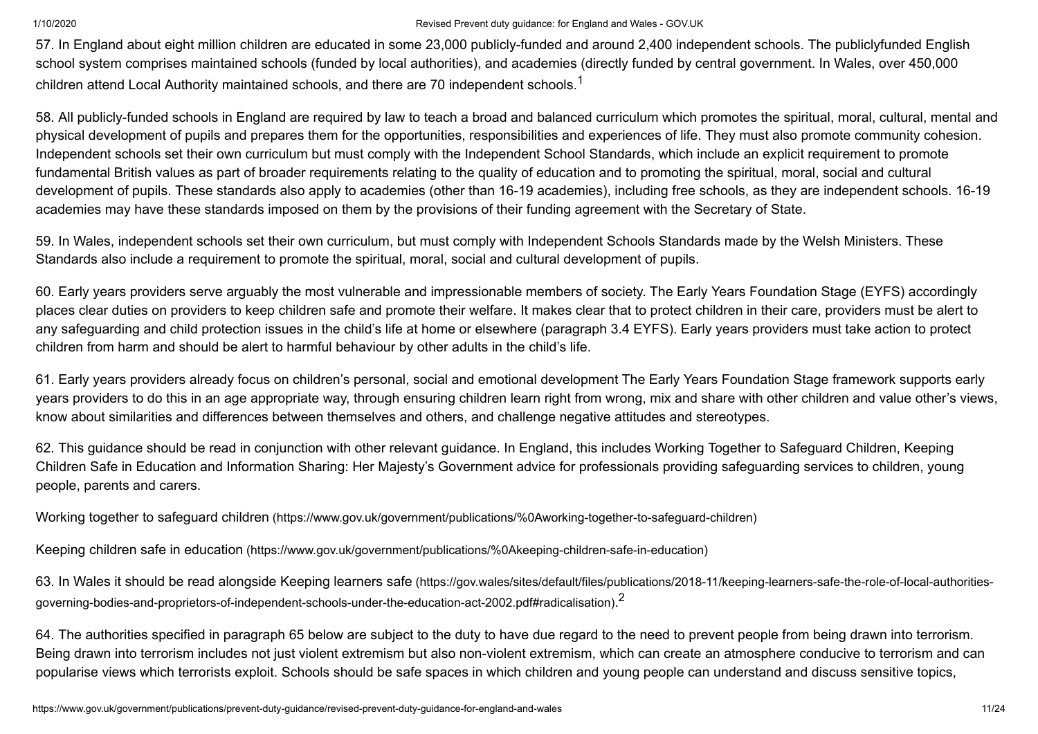57. In England about eight million children are educated in some 23,000 publicly-funded and around 2,400 independent schools. The publiclyfunded English school system comprises maintained schools (funded by local authorities), and academies (directly funded by central government. In Wales, over 450,000 children attend Local Authority maintained schools, and there are 70 independent schools.[1]

58. All publicly-funded schools in England are required by law to teach a broad and balanced curriculum which promotes the spiritual, moral, cultural, mental and physical development of pupils and prepares them for the opportunities, responsibilities and experiences of life. They must also promote community cohesion. Independent schools set their own curriculum but must comply with the Independent School Standards, which include an explicit requirement to promote fundamental British values as part of broader requirements relating to the quality of education and to promoting the spiritual, moral, social and cultural development of pupils. These standards also apply to academies (other than 16-19 academies), including free schools, as they are independent schools. 16-19 academies may have these standards imposed on them by the provisions of their funding agreement with the Secretary of State.

59. In Wales, independent schools set their own curriculum, but must comply with Independent Schools Standards made by the Welsh Ministers. These Standards also include a requirement to promote the spiritual, moral, social and cultural development of pupils.

60. Early years providers serve arguably the most vulnerable and impressionable members of society. The Early Years Foundation Stage (EYFS) accordingly places clear duties on providers to keep children safe and promote their welfare. It makes clear that to protect children in their care, providers must be alert to any safeguarding and child protection issues in the child's life at home or elsewhere (paragraph 3.4 EYFS). Early years providers must take action to protect children from harm and should be alert to harmful behaviour by other adults in the child's life.

61. Early years providers already focus on children's personal, social and emotional development The Early Years Foundation Stage framework supports early years providers to do this in an age appropriate way, through ensuring children learn right from wrong, mix and share with other children and value other's views, know about similarities and differences between themselves and others, and challenge negative attitudes and stereotypes.

62. This guidance should be read in conjunction with other relevant guidance. In England, this includes Working Together to Safeguard Children, Keeping Children Safe in Education and Information Sharing: Her Majesty's Government advice for professionals providing safeguarding services to children, young people, parents and carers.

Working together to safeguard children (https://www.gov.uk/government/publications/%0Aworking-together-to-safeguard-children)

Keeping children safe in education (https://www.gov.uk/government/publications/%0Akeeping-children-safe-in-education)

63. In Wales it should be read alongside Keeping learners safe (https://gov.wales/sites/default/files/publications/2018-11/keeping-learners-safe-the-role-of-local-authorities-governing-bodies-and-proprietors-of-independent-schools-under-the-education-act-2002.pdf#radicalisation).[2]

64. The authorities specified in paragraph 65 below are subject to the duty to have due regard to the need to prevent people from being drawn into terrorism. Being drawn into terrorism includes not just violent extremism but also non-violent extremism, which can create an atmosphere conducive to terrorism and can popularise views which terrorists exploit. Schools should be safe spaces in which children and young people can understand and discuss sensitive topics,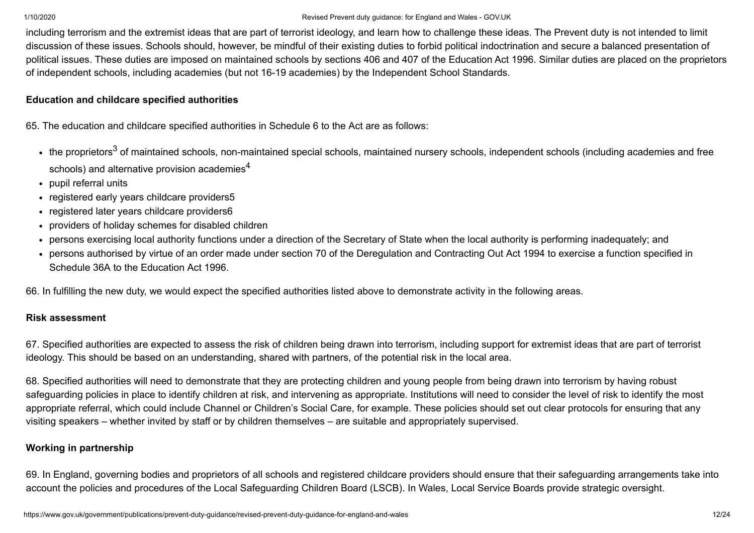including terrorism and the extremist ideas that are part of terrorist ideology, and learn how to challenge these ideas. The Prevent duty is not intended to limit discussion of these issues. Schools should, however, be mindful of their existing duties to forbid political indoctrination and secure a balanced presentation of political issues. These duties are imposed on maintained schools by sections 406 and 407 of the Education Act 1996. Similar duties are placed on the proprietors of independent schools, including academies (but not 16-19 academies) by the Independent School Standards.

**Education and childcare specified authorities**

65. The education and childcare specified authorities in Schedule 6 to the Act are as follows:

- the proprietors[3] of maintained schools, non-maintained special schools, maintained nursery schools, independent schools (including academies and free schools) and alternative provision academies[4]
- pupil referral units
- registered early years childcare providers5
- registered later years childcare providers6
- providers of holiday schemes for disabled children
- persons exercising local authority functions under a direction of the Secretary of State when the local authority is performing inadequately; and
- persons authorised by virtue of an order made under section 70 of the Deregulation and Contracting Out Act 1994 to exercise a function specified in Schedule 36A to the Education Act 1996.

66. In fulfilling the new duty, we would expect the specified authorities listed above to demonstrate activity in the following areas.

**Risk assessment**

67. Specified authorities are expected to assess the risk of children being drawn into terrorism, including support for extremist ideas that are part of terrorist ideology. This should be based on an understanding, shared with partners, of the potential risk in the local area.

68. Specified authorities will need to demonstrate that they are protecting children and young people from being drawn into terrorism by having robust safeguarding policies in place to identify children at risk, and intervening as appropriate. Institutions will need to consider the level of risk to identify the most appropriate referral, which could include Channel or Children's Social Care, for example. These policies should set out clear protocols for ensuring that any visiting speakers – whether invited by staff or by children themselves – are suitable and appropriately supervised.

**Working in partnership**

69. In England, governing bodies and proprietors of all schools and registered childcare providers should ensure that their safeguarding arrangements take into account the policies and procedures of the Local Safeguarding Children Board (LSCB). In Wales, Local Service Boards provide strategic oversight.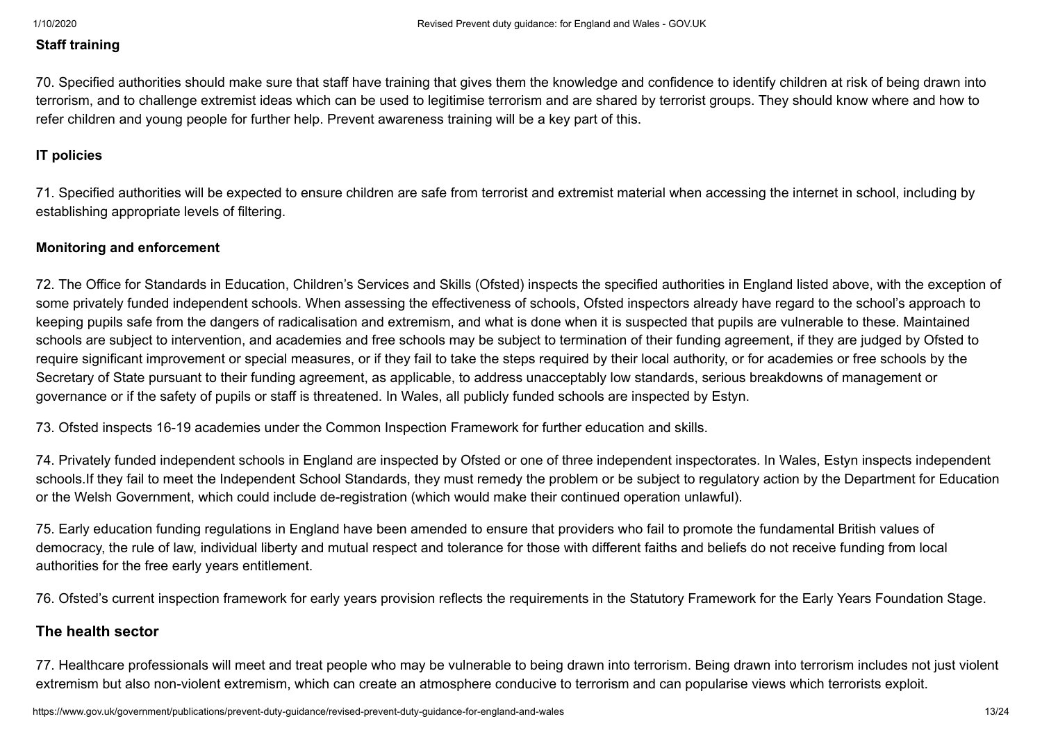#### Staff training

70. Specified authorities should make sure that staff have training that gives them the knowledge and confidence to identify children at risk of being drawn into terrorism, and to challenge extremist ideas which can be used to legitimise terrorism and are shared by terrorist groups. They should know where and how to refer children and young people for further help. Prevent awareness training will be a key part of this.

#### IT policies

71. Specified authorities will be expected to ensure children are safe from terrorist and extremist material when accessing the internet in school, including by establishing appropriate levels of filtering.

#### Monitoring and enforcement

72. The Office for Standards in Education, Children's Services and Skills (Ofsted) inspects the specified authorities in England listed above, with the exception of some privately funded independent schools. When assessing the effectiveness of schools, Ofsted inspectors already have regard to the school's approach to keeping pupils safe from the dangers of radicalisation and extremism, and what is done when it is suspected that pupils are vulnerable to these. Maintained schools are subject to intervention, and academies and free schools may be subject to termination of their funding agreement, if they are judged by Ofsted to require significant improvement or special measures, or if they fail to take the steps required by their local authority, or for academies or free schools by the Secretary of State pursuant to their funding agreement, as applicable, to address unacceptably low standards, serious breakdowns of management or governance or if the safety of pupils or staff is threatened. In Wales, all publicly funded schools are inspected by Estyn.

73. Ofsted inspects 16-19 academies under the Common Inspection Framework for further education and skills.

74. Privately funded independent schools in England are inspected by Ofsted or one of three independent inspectorates. In Wales, Estyn inspects independent schools.If they fail to meet the Independent School Standards, they must remedy the problem or be subject to regulatory action by the Department for Education or the Welsh Government, which could include de-registration (which would make their continued operation unlawful).

75. Early education funding regulations in England have been amended to ensure that providers who fail to promote the fundamental British values of democracy, the rule of law, individual liberty and mutual respect and tolerance for those with different faiths and beliefs do not receive funding from local authorities for the free early years entitlement.

76. Ofsted's current inspection framework for early years provision reflects the requirements in the Statutory Framework for the Early Years Foundation Stage.

### The health sector

77. Healthcare professionals will meet and treat people who may be vulnerable to being drawn into terrorism. Being drawn into terrorism includes not just violent extremism but also non-violent extremism, which can create an atmosphere conducive to terrorism and can popularise views which terrorists exploit.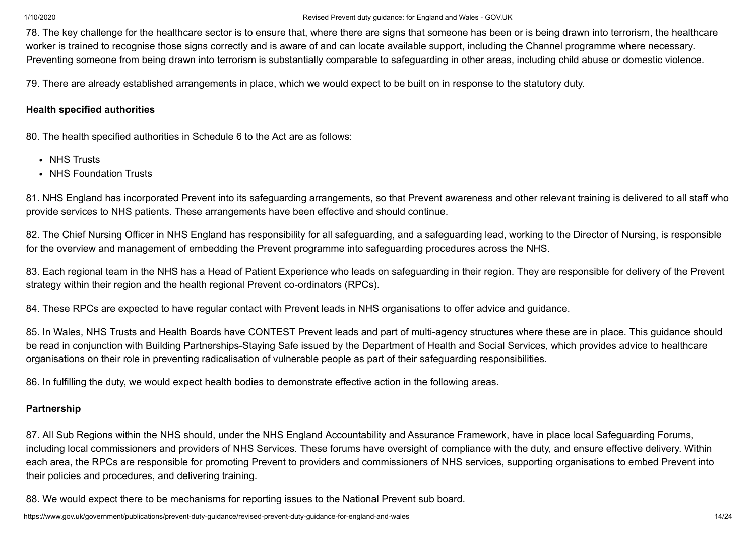78. The key challenge for the healthcare sector is to ensure that, where there are signs that someone has been or is being drawn into terrorism, the healthcare worker is trained to recognise those signs correctly and is aware of and can locate available support, including the Channel programme where necessary. Preventing someone from being drawn into terrorism is substantially comparable to safeguarding in other areas, including child abuse or domestic violence.

79. There are already established arrangements in place, which we would expect to be built on in response to the statutory duty.

**Health specified authorities**

80. The health specified authorities in Schedule 6 to the Act are as follows:

- NHS Trusts
- NHS Foundation Trusts

81. NHS England has incorporated Prevent into its safeguarding arrangements, so that Prevent awareness and other relevant training is delivered to all staff who provide services to NHS patients. These arrangements have been effective and should continue.

82. The Chief Nursing Officer in NHS England has responsibility for all safeguarding, and a safeguarding lead, working to the Director of Nursing, is responsible for the overview and management of embedding the Prevent programme into safeguarding procedures across the NHS.

83. Each regional team in the NHS has a Head of Patient Experience who leads on safeguarding in their region. They are responsible for delivery of the Prevent strategy within their region and the health regional Prevent co-ordinators (RPCs).

84. These RPCs are expected to have regular contact with Prevent leads in NHS organisations to offer advice and guidance.

85. In Wales, NHS Trusts and Health Boards have CONTEST Prevent leads and part of multi-agency structures where these are in place. This guidance should be read in conjunction with Building Partnerships-Staying Safe issued by the Department of Health and Social Services, which provides advice to healthcare organisations on their role in preventing radicalisation of vulnerable people as part of their safeguarding responsibilities.

86. In fulfilling the duty, we would expect health bodies to demonstrate effective action in the following areas.

**Partnership**

87. All Sub Regions within the NHS should, under the NHS England Accountability and Assurance Framework, have in place local Safeguarding Forums, including local commissioners and providers of NHS Services. These forums have oversight of compliance with the duty, and ensure effective delivery. Within each area, the RPCs are responsible for promoting Prevent to providers and commissioners of NHS services, supporting organisations to embed Prevent into their policies and procedures, and delivering training.

88. We would expect there to be mechanisms for reporting issues to the National Prevent sub board.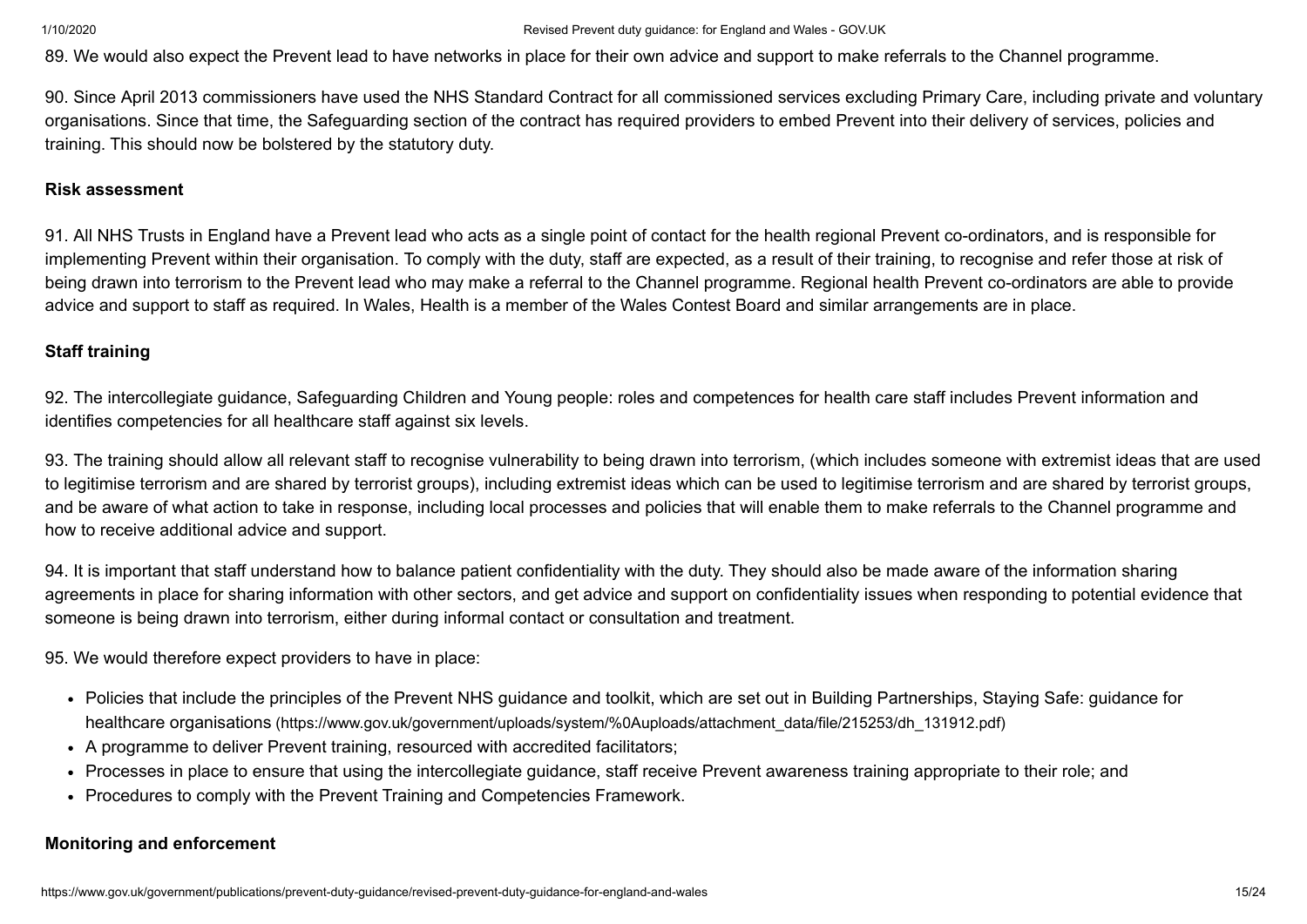89. We would also expect the Prevent lead to have networks in place for their own advice and support to make referrals to the Channel programme.

90. Since April 2013 commissioners have used the NHS Standard Contract for all commissioned services excluding Primary Care, including private and voluntary organisations. Since that time, the Safeguarding section of the contract has required providers to embed Prevent into their delivery of services, policies and training. This should now be bolstered by the statutory duty.

**Risk assessment**

91. All NHS Trusts in England have a Prevent lead who acts as a single point of contact for the health regional Prevent co-ordinators, and is responsible for implementing Prevent within their organisation. To comply with the duty, staff are expected, as a result of their training, to recognise and refer those at risk of being drawn into terrorism to the Prevent lead who may make a referral to the Channel programme. Regional health Prevent co-ordinators are able to provide advice and support to staff as required. In Wales, Health is a member of the Wales Contest Board and similar arrangements are in place.

**Staff training**

92. The intercollegiate guidance, Safeguarding Children and Young people: roles and competences for health care staff includes Prevent information and identifies competencies for all healthcare staff against six levels.

93. The training should allow all relevant staff to recognise vulnerability to being drawn into terrorism, (which includes someone with extremist ideas that are used to legitimise terrorism and are shared by terrorist groups), including extremist ideas which can be used to legitimise terrorism and are shared by terrorist groups, and be aware of what action to take in response, including local processes and policies that will enable them to make referrals to the Channel programme and how to receive additional advice and support.

94. It is important that staff understand how to balance patient confidentiality with the duty. They should also be made aware of the information sharing agreements in place for sharing information with other sectors, and get advice and support on confidentiality issues when responding to potential evidence that someone is being drawn into terrorism, either during informal contact or consultation and treatment.

95. We would therefore expect providers to have in place:

- Policies that include the principles of the Prevent NHS guidance and toolkit, which are set out in Building Partnerships, Staying Safe: guidance for healthcare organisations (https://www.gov.uk/government/uploads/system/%0Auploads/attachment_data/file/215253/dh_131912.pdf)
- A programme to deliver Prevent training, resourced with accredited facilitators;
- Processes in place to ensure that using the intercollegiate guidance, staff receive Prevent awareness training appropriate to their role; and
- Procedures to comply with the Prevent Training and Competencies Framework.

**Monitoring and enforcement**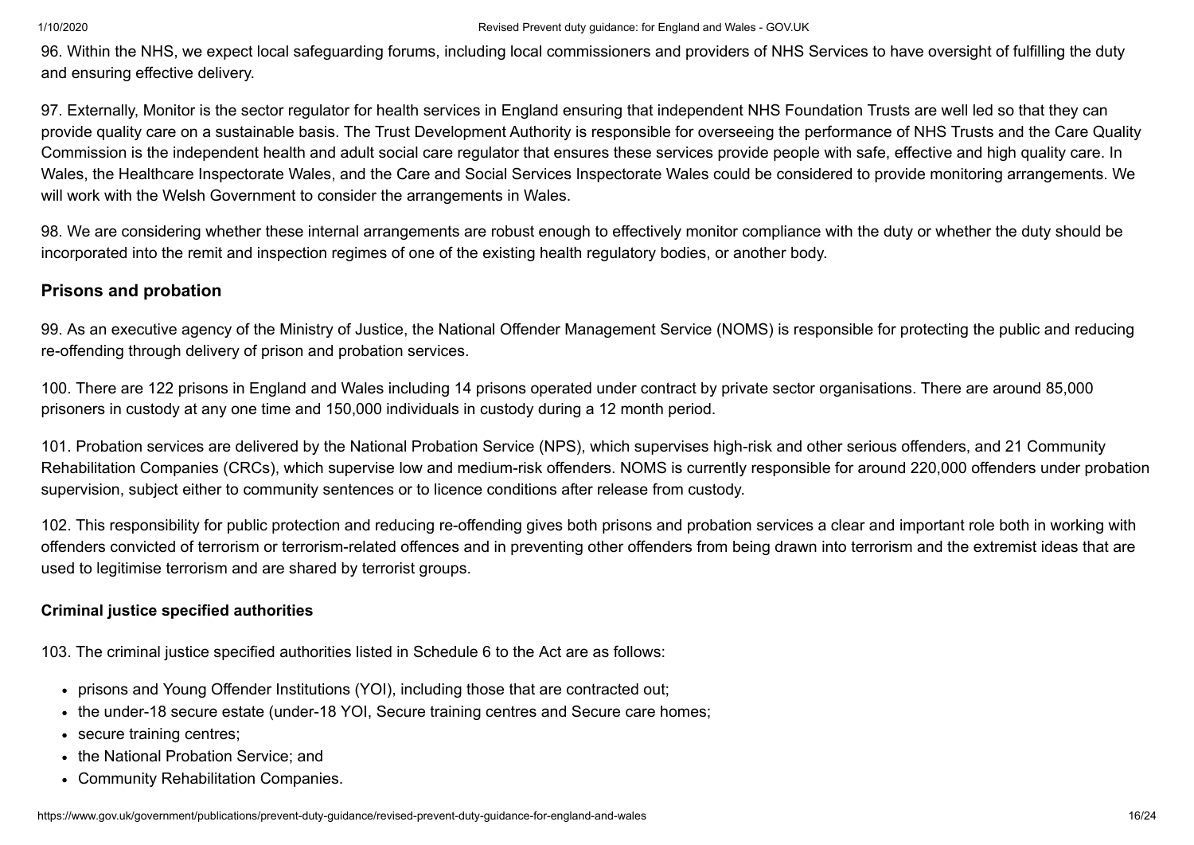96. Within the NHS, we expect local safeguarding forums, including local commissioners and providers of NHS Services to have oversight of fulfilling the duty and ensuring effective delivery.

97. Externally, Monitor is the sector regulator for health services in England ensuring that independent NHS Foundation Trusts are well led so that they can provide quality care on a sustainable basis. The Trust Development Authority is responsible for overseeing the performance of NHS Trusts and the Care Quality Commission is the independent health and adult social care regulator that ensures these services provide people with safe, effective and high quality care. In Wales, the Healthcare Inspectorate Wales, and the Care and Social Services Inspectorate Wales could be considered to provide monitoring arrangements. We will work with the Welsh Government to consider the arrangements in Wales.

98. We are considering whether these internal arrangements are robust enough to effectively monitor compliance with the duty or whether the duty should be incorporated into the remit and inspection regimes of one of the existing health regulatory bodies, or another body.

## Prisons and probation

99. As an executive agency of the Ministry of Justice, the National Offender Management Service (NOMS) is responsible for protecting the public and reducing re-offending through delivery of prison and probation services.

100. There are 122 prisons in England and Wales including 14 prisons operated under contract by private sector organisations. There are around 85,000 prisoners in custody at any one time and 150,000 individuals in custody during a 12 month period.

101. Probation services are delivered by the National Probation Service (NPS), which supervises high-risk and other serious offenders, and 21 Community Rehabilitation Companies (CRCs), which supervise low and medium-risk offenders. NOMS is currently responsible for around 220,000 offenders under probation supervision, subject either to community sentences or to licence conditions after release from custody.

102. This responsibility for public protection and reducing re-offending gives both prisons and probation services a clear and important role both in working with offenders convicted of terrorism or terrorism-related offences and in preventing other offenders from being drawn into terrorism and the extremist ideas that are used to legitimise terrorism and are shared by terrorist groups.

### Criminal justice specified authorities

103. The criminal justice specified authorities listed in Schedule 6 to the Act are as follows:

- prisons and Young Offender Institutions (YOI), including those that are contracted out;
- the under-18 secure estate (under-18 YOI, Secure training centres and Secure care homes;
- secure training centres;
- the National Probation Service; and
- Community Rehabilitation Companies.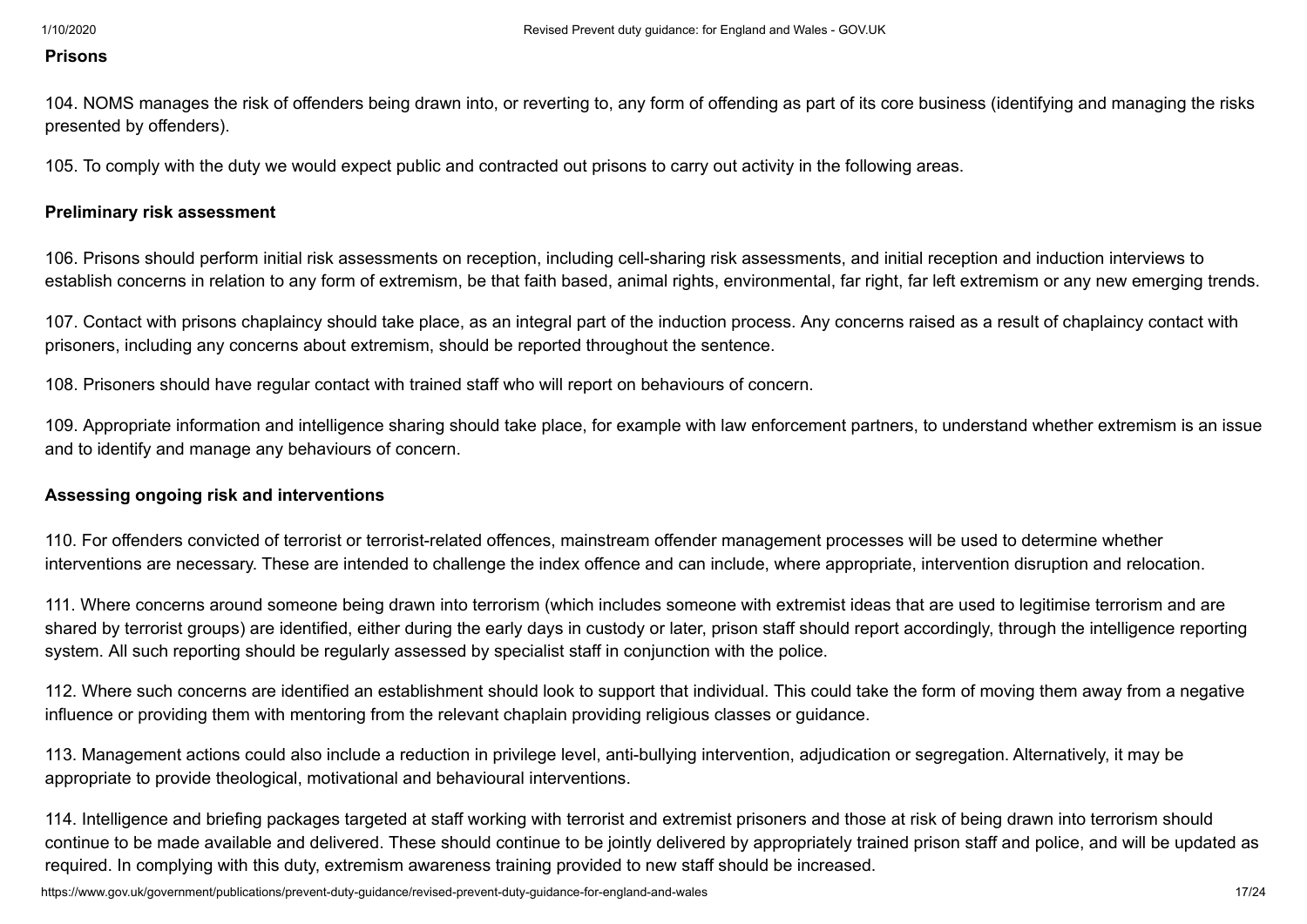### Prisons

104. NOMS manages the risk of offenders being drawn into, or reverting to, any form of offending as part of its core business (identifying and managing the risks presented by offenders).

105. To comply with the duty we would expect public and contracted out prisons to carry out activity in the following areas.

#### Preliminary risk assessment

106. Prisons should perform initial risk assessments on reception, including cell-sharing risk assessments, and initial reception and induction interviews to establish concerns in relation to any form of extremism, be that faith based, animal rights, environmental, far right, far left extremism or any new emerging trends.

107. Contact with prisons chaplaincy should take place, as an integral part of the induction process. Any concerns raised as a result of chaplaincy contact with prisoners, including any concerns about extremism, should be reported throughout the sentence.

108. Prisoners should have regular contact with trained staff who will report on behaviours of concern.

109. Appropriate information and intelligence sharing should take place, for example with law enforcement partners, to understand whether extremism is an issue and to identify and manage any behaviours of concern.

#### Assessing ongoing risk and interventions

110. For offenders convicted of terrorist or terrorist-related offences, mainstream offender management processes will be used to determine whether interventions are necessary. These are intended to challenge the index offence and can include, where appropriate, intervention disruption and relocation.

111. Where concerns around someone being drawn into terrorism (which includes someone with extremist ideas that are used to legitimise terrorism and are shared by terrorist groups) are identified, either during the early days in custody or later, prison staff should report accordingly, through the intelligence reporting system. All such reporting should be regularly assessed by specialist staff in conjunction with the police.

112. Where such concerns are identified an establishment should look to support that individual. This could take the form of moving them away from a negative influence or providing them with mentoring from the relevant chaplain providing religious classes or guidance.

113. Management actions could also include a reduction in privilege level, anti-bullying intervention, adjudication or segregation. Alternatively, it may be appropriate to provide theological, motivational and behavioural interventions.

114. Intelligence and briefing packages targeted at staff working with terrorist and extremist prisoners and those at risk of being drawn into terrorism should continue to be made available and delivered. These should continue to be jointly delivered by appropriately trained prison staff and police, and will be updated as required. In complying with this duty, extremism awareness training provided to new staff should be increased.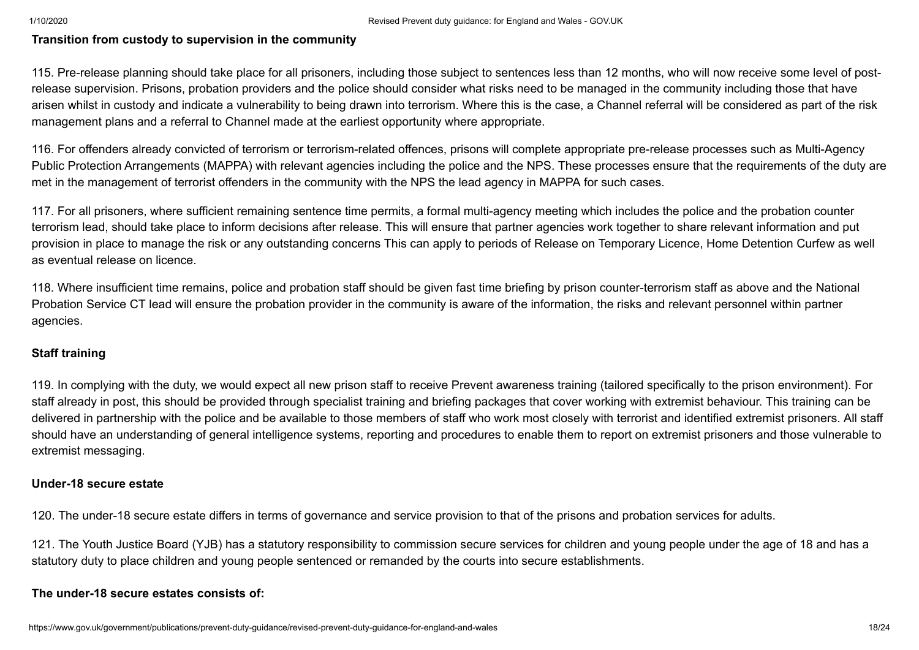**Transition from custody to supervision in the community**

115. Pre-release planning should take place for all prisoners, including those subject to sentences less than 12 months, who will now receive some level of post-release supervision. Prisons, probation providers and the police should consider what risks need to be managed in the community including those that have arisen whilst in custody and indicate a vulnerability to being drawn into terrorism. Where this is the case, a Channel referral will be considered as part of the risk management plans and a referral to Channel made at the earliest opportunity where appropriate.

116. For offenders already convicted of terrorism or terrorism-related offences, prisons will complete appropriate pre-release processes such as Multi-Agency Public Protection Arrangements (MAPPA) with relevant agencies including the police and the NPS. These processes ensure that the requirements of the duty are met in the management of terrorist offenders in the community with the NPS the lead agency in MAPPA for such cases.

117. For all prisoners, where sufficient remaining sentence time permits, a formal multi-agency meeting which includes the police and the probation counter terrorism lead, should take place to inform decisions after release. This will ensure that partner agencies work together to share relevant information and put provision in place to manage the risk or any outstanding concerns This can apply to periods of Release on Temporary Licence, Home Detention Curfew as well as eventual release on licence.

118. Where insufficient time remains, police and probation staff should be given fast time briefing by prison counter-terrorism staff as above and the National Probation Service CT lead will ensure the probation provider in the community is aware of the information, the risks and relevant personnel within partner agencies.

**Staff training**

119. In complying with the duty, we would expect all new prison staff to receive Prevent awareness training (tailored specifically to the prison environment). For staff already in post, this should be provided through specialist training and briefing packages that cover working with extremist behaviour. This training can be delivered in partnership with the police and be available to those members of staff who work most closely with terrorist and identified extremist prisoners. All staff should have an understanding of general intelligence systems, reporting and procedures to enable them to report on extremist prisoners and those vulnerable to extremist messaging.

**Under-18 secure estate**

120. The under-18 secure estate differs in terms of governance and service provision to that of the prisons and probation services for adults.

121. The Youth Justice Board (YJB) has a statutory responsibility to commission secure services for children and young people under the age of 18 and has a statutory duty to place children and young people sentenced or remanded by the courts into secure establishments.

**The under-18 secure estates consists of:**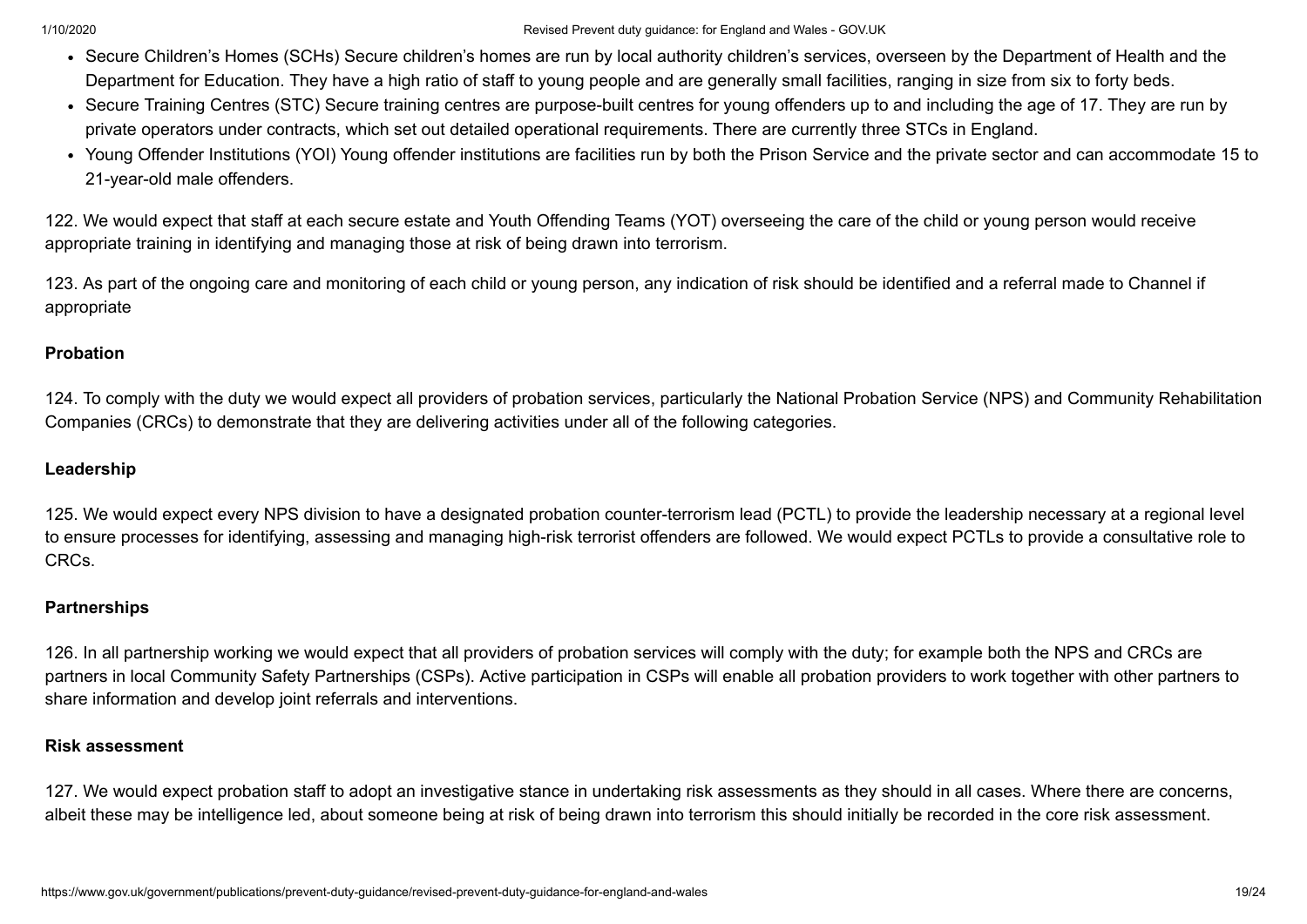- Secure Children's Homes (SCHs) Secure children's homes are run by local authority children's services, overseen by the Department of Health and the Department for Education. They have a high ratio of staff to young people and are generally small facilities, ranging in size from six to forty beds.
- Secure Training Centres (STC) Secure training centres are purpose-built centres for young offenders up to and including the age of 17. They are run by private operators under contracts, which set out detailed operational requirements. There are currently three STCs in England.
- Young Offender Institutions (YOI) Young offender institutions are facilities run by both the Prison Service and the private sector and can accommodate 15 to 21-year-old male offenders.

122. We would expect that staff at each secure estate and Youth Offending Teams (YOT) overseeing the care of the child or young person would receive appropriate training in identifying and managing those at risk of being drawn into terrorism.

123. As part of the ongoing care and monitoring of each child or young person, any indication of risk should be identified and a referral made to Channel if appropriate

**Probation**

124. To comply with the duty we would expect all providers of probation services, particularly the National Probation Service (NPS) and Community Rehabilitation Companies (CRCs) to demonstrate that they are delivering activities under all of the following categories.

**Leadership**

125. We would expect every NPS division to have a designated probation counter-terrorism lead (PCTL) to provide the leadership necessary at a regional level to ensure processes for identifying, assessing and managing high-risk terrorist offenders are followed. We would expect PCTLs to provide a consultative role to CRCs.

**Partnerships**

126. In all partnership working we would expect that all providers of probation services will comply with the duty; for example both the NPS and CRCs are partners in local Community Safety Partnerships (CSPs). Active participation in CSPs will enable all probation providers to work together with other partners to share information and develop joint referrals and interventions.

**Risk assessment**

127. We would expect probation staff to adopt an investigative stance in undertaking risk assessments as they should in all cases. Where there are concerns, albeit these may be intelligence led, about someone being at risk of being drawn into terrorism this should initially be recorded in the core risk assessment.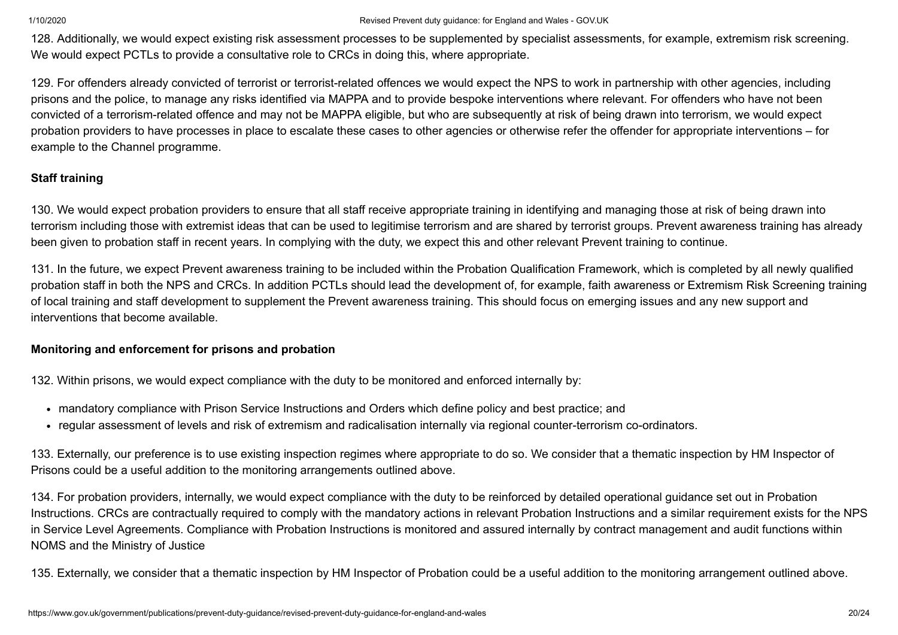128. Additionally, we would expect existing risk assessment processes to be supplemented by specialist assessments, for example, extremism risk screening. We would expect PCTLs to provide a consultative role to CRCs in doing this, where appropriate.

129. For offenders already convicted of terrorist or terrorist-related offences we would expect the NPS to work in partnership with other agencies, including prisons and the police, to manage any risks identified via MAPPA and to provide bespoke interventions where relevant. For offenders who have not been convicted of a terrorism-related offence and may not be MAPPA eligible, but who are subsequently at risk of being drawn into terrorism, we would expect probation providers to have processes in place to escalate these cases to other agencies or otherwise refer the offender for appropriate interventions – for example to the Channel programme.

**Staff training**

130. We would expect probation providers to ensure that all staff receive appropriate training in identifying and managing those at risk of being drawn into terrorism including those with extremist ideas that can be used to legitimise terrorism and are shared by terrorist groups. Prevent awareness training has already been given to probation staff in recent years. In complying with the duty, we expect this and other relevant Prevent training to continue.

131. In the future, we expect Prevent awareness training to be included within the Probation Qualification Framework, which is completed by all newly qualified probation staff in both the NPS and CRCs. In addition PCTLs should lead the development of, for example, faith awareness or Extremism Risk Screening training of local training and staff development to supplement the Prevent awareness training. This should focus on emerging issues and any new support and interventions that become available.

**Monitoring and enforcement for prisons and probation**

132. Within prisons, we would expect compliance with the duty to be monitored and enforced internally by:

- mandatory compliance with Prison Service Instructions and Orders which define policy and best practice; and
- regular assessment of levels and risk of extremism and radicalisation internally via regional counter-terrorism co-ordinators.

133. Externally, our preference is to use existing inspection regimes where appropriate to do so. We consider that a thematic inspection by HM Inspector of Prisons could be a useful addition to the monitoring arrangements outlined above.

134. For probation providers, internally, we would expect compliance with the duty to be reinforced by detailed operational guidance set out in Probation Instructions. CRCs are contractually required to comply with the mandatory actions in relevant Probation Instructions and a similar requirement exists for the NPS in Service Level Agreements. Compliance with Probation Instructions is monitored and assured internally by contract management and audit functions within NOMS and the Ministry of Justice

135. Externally, we consider that a thematic inspection by HM Inspector of Probation could be a useful addition to the monitoring arrangement outlined above.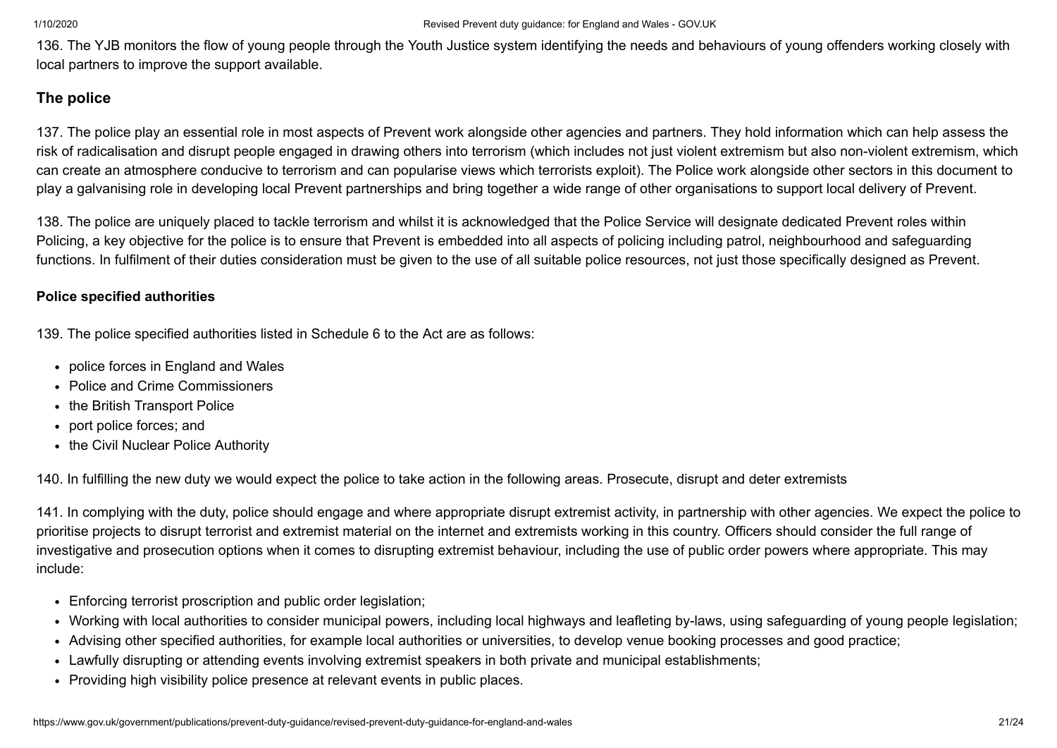136. The YJB monitors the flow of young people through the Youth Justice system identifying the needs and behaviours of young offenders working closely with local partners to improve the support available.

## The police

137. The police play an essential role in most aspects of Prevent work alongside other agencies and partners. They hold information which can help assess the risk of radicalisation and disrupt people engaged in drawing others into terrorism (which includes not just violent extremism but also non-violent extremism, which can create an atmosphere conducive to terrorism and can popularise views which terrorists exploit). The Police work alongside other sectors in this document to play a galvanising role in developing local Prevent partnerships and bring together a wide range of other organisations to support local delivery of Prevent.

138. The police are uniquely placed to tackle terrorism and whilst it is acknowledged that the Police Service will designate dedicated Prevent roles within Policing, a key objective for the police is to ensure that Prevent is embedded into all aspects of policing including patrol, neighbourhood and safeguarding functions. In fulfilment of their duties consideration must be given to the use of all suitable police resources, not just those specifically designed as Prevent.

### Police specified authorities

139. The police specified authorities listed in Schedule 6 to the Act are as follows:

- police forces in England and Wales
- Police and Crime Commissioners
- the British Transport Police
- port police forces; and
- the Civil Nuclear Police Authority

140. In fulfilling the new duty we would expect the police to take action in the following areas. Prosecute, disrupt and deter extremists

141. In complying with the duty, police should engage and where appropriate disrupt extremist activity, in partnership with other agencies. We expect the police to prioritise projects to disrupt terrorist and extremist material on the internet and extremists working in this country. Officers should consider the full range of investigative and prosecution options when it comes to disrupting extremist behaviour, including the use of public order powers where appropriate. This may include:

- Enforcing terrorist proscription and public order legislation;
- Working with local authorities to consider municipal powers, including local highways and leafleting by-laws, using safeguarding of young people legislation;
- Advising other specified authorities, for example local authorities or universities, to develop venue booking processes and good practice;
- Lawfully disrupting or attending events involving extremist speakers in both private and municipal establishments;
- Providing high visibility police presence at relevant events in public places.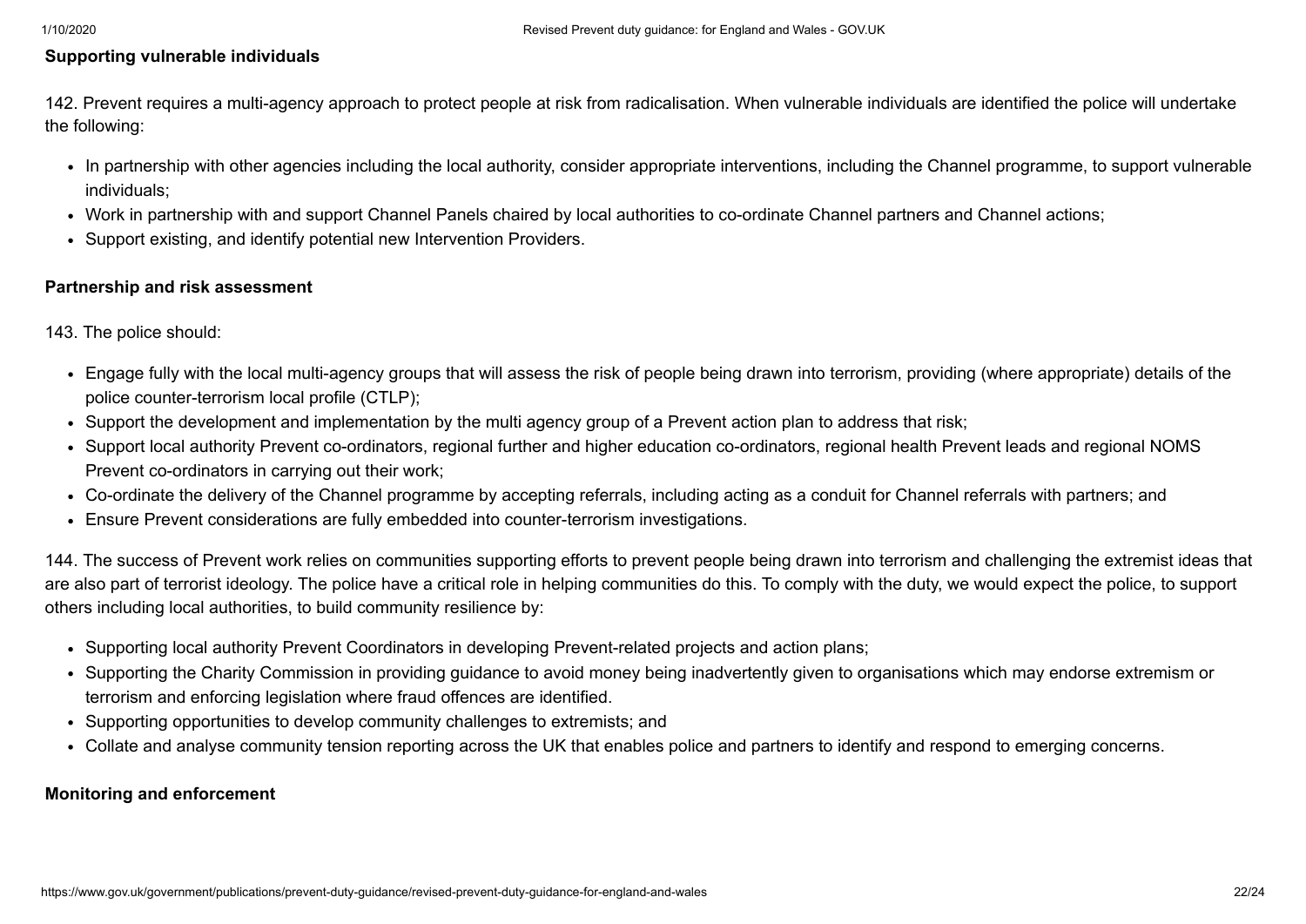**Supporting vulnerable individuals**

142. Prevent requires a multi-agency approach to protect people at risk from radicalisation. When vulnerable individuals are identified the police will undertake the following:

- In partnership with other agencies including the local authority, consider appropriate interventions, including the Channel programme, to support vulnerable individuals;
- Work in partnership with and support Channel Panels chaired by local authorities to co-ordinate Channel partners and Channel actions;
- Support existing, and identify potential new Intervention Providers.

**Partnership and risk assessment**

143. The police should:

- Engage fully with the local multi-agency groups that will assess the risk of people being drawn into terrorism, providing (where appropriate) details of the police counter-terrorism local profile (CTLP);
- Support the development and implementation by the multi agency group of a Prevent action plan to address that risk;
- Support local authority Prevent co-ordinators, regional further and higher education co-ordinators, regional health Prevent leads and regional NOMS Prevent co-ordinators in carrying out their work;
- Co-ordinate the delivery of the Channel programme by accepting referrals, including acting as a conduit for Channel referrals with partners; and
- Ensure Prevent considerations are fully embedded into counter-terrorism investigations.

144. The success of Prevent work relies on communities supporting efforts to prevent people being drawn into terrorism and challenging the extremist ideas that are also part of terrorist ideology. The police have a critical role in helping communities do this. To comply with the duty, we would expect the police, to support others including local authorities, to build community resilience by:

- Supporting local authority Prevent Coordinators in developing Prevent-related projects and action plans;
- Supporting the Charity Commission in providing guidance to avoid money being inadvertently given to organisations which may endorse extremism or terrorism and enforcing legislation where fraud offences are identified.
- Supporting opportunities to develop community challenges to extremists; and
- Collate and analyse community tension reporting across the UK that enables police and partners to identify and respond to emerging concerns.

**Monitoring and enforcement**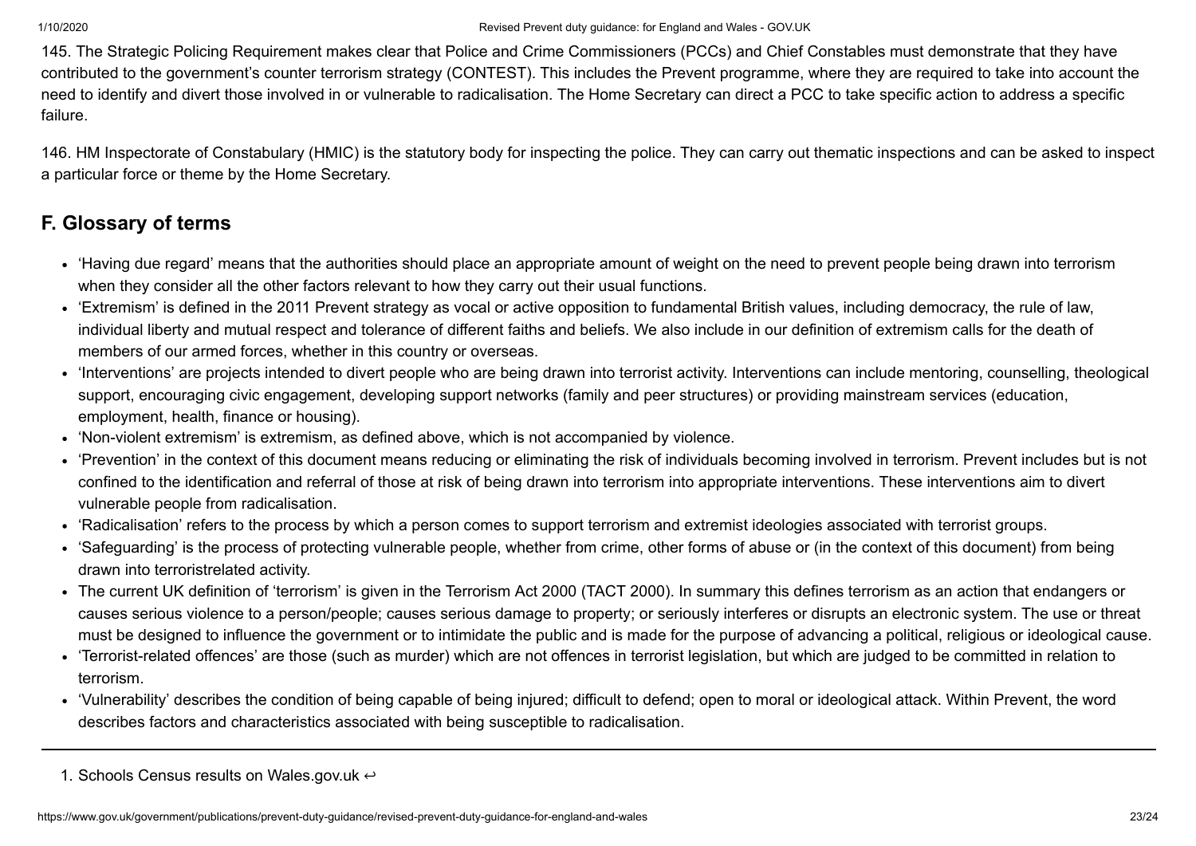145. The Strategic Policing Requirement makes clear that Police and Crime Commissioners (PCCs) and Chief Constables must demonstrate that they have contributed to the government's counter terrorism strategy (CONTEST). This includes the Prevent programme, where they are required to take into account the need to identify and divert those involved in or vulnerable to radicalisation. The Home Secretary can direct a PCC to take specific action to address a specific failure.

146. HM Inspectorate of Constabulary (HMIC) is the statutory body for inspecting the police. They can carry out thematic inspections and can be asked to inspect a particular force or theme by the Home Secretary.

## F. Glossary of terms

- 'Having due regard' means that the authorities should place an appropriate amount of weight on the need to prevent people being drawn into terrorism when they consider all the other factors relevant to how they carry out their usual functions.
- 'Extremism' is defined in the 2011 Prevent strategy as vocal or active opposition to fundamental British values, including democracy, the rule of law, individual liberty and mutual respect and tolerance of different faiths and beliefs. We also include in our definition of extremism calls for the death of members of our armed forces, whether in this country or overseas.
- 'Interventions' are projects intended to divert people who are being drawn into terrorist activity. Interventions can include mentoring, counselling, theological support, encouraging civic engagement, developing support networks (family and peer structures) or providing mainstream services (education, employment, health, finance or housing).
- 'Non-violent extremism' is extremism, as defined above, which is not accompanied by violence.
- 'Prevention' in the context of this document means reducing or eliminating the risk of individuals becoming involved in terrorism. Prevent includes but is not confined to the identification and referral of those at risk of being drawn into terrorism into appropriate interventions. These interventions aim to divert vulnerable people from radicalisation.
- 'Radicalisation' refers to the process by which a person comes to support terrorism and extremist ideologies associated with terrorist groups.
- 'Safeguarding' is the process of protecting vulnerable people, whether from crime, other forms of abuse or (in the context of this document) from being drawn into terroristrelated activity.
- The current UK definition of 'terrorism' is given in the Terrorism Act 2000 (TACT 2000). In summary this defines terrorism as an action that endangers or causes serious violence to a person/people; causes serious damage to property; or seriously interferes or disrupts an electronic system. The use or threat must be designed to influence the government or to intimidate the public and is made for the purpose of advancing a political, religious or ideological cause.
- 'Terrorist-related offences' are those (such as murder) which are not offences in terrorist legislation, but which are judged to be committed in relation to terrorism.
- 'Vulnerability' describes the condition of being capable of being injured; difficult to defend; open to moral or ideological attack. Within Prevent, the word describes factors and characteristics associated with being susceptible to radicalisation.

---

1. Schools Census results on Wales.gov.uk ↩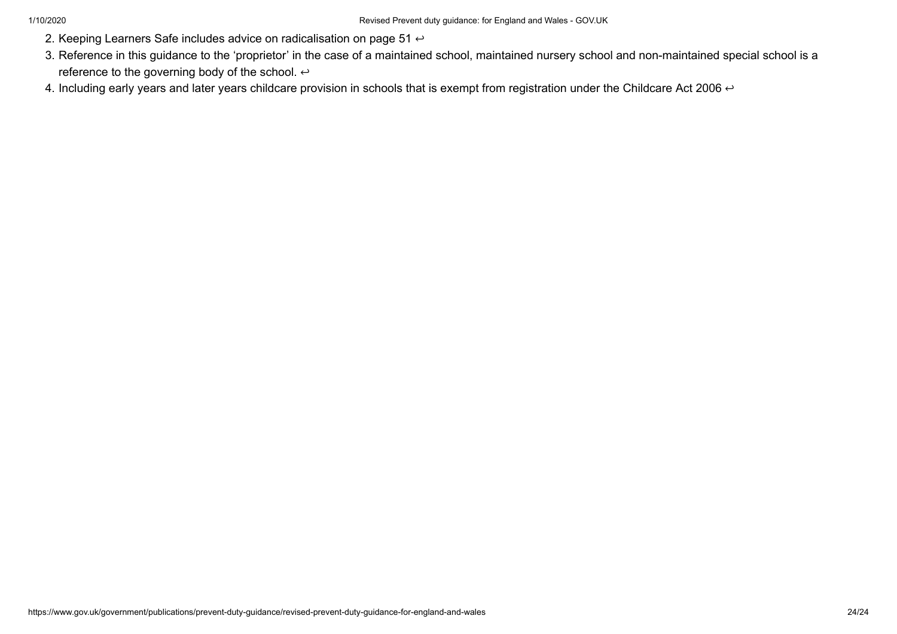2. Keeping Learners Safe includes advice on radicalisation on page 51 ↩
3. Reference in this guidance to the 'proprietor' in the case of a maintained school, maintained nursery school and non-maintained special school is a reference to the governing body of the school. ↩
4. Including early years and later years childcare provision in schools that is exempt from registration under the Childcare Act 2006 ↩